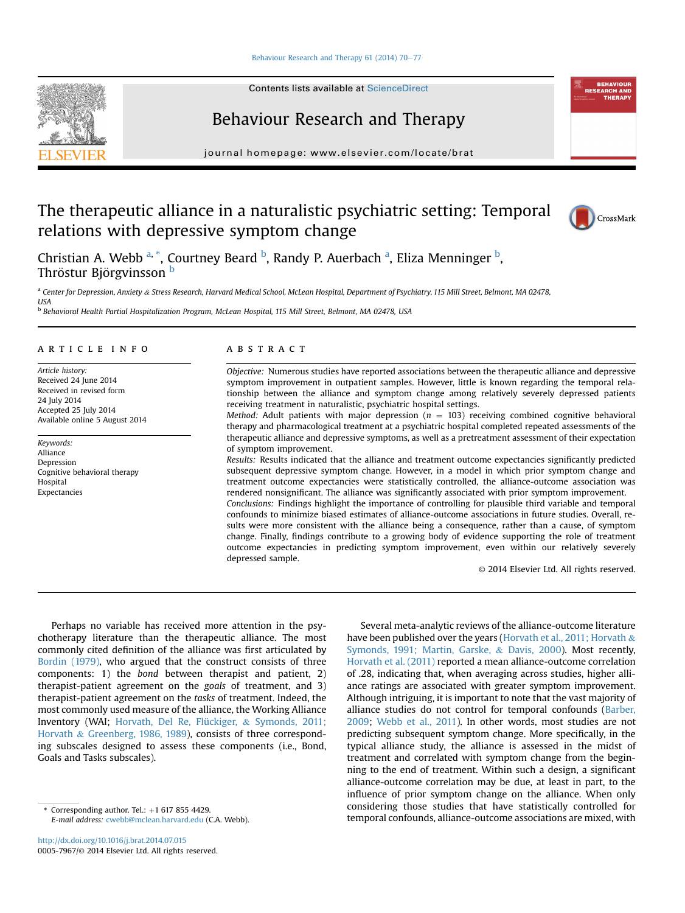# The therapeutic alliance in a naturalistic psychiatric setting: Temporal relations with depressive symptom change

Christian A. Webb [a,*], Courtney Beard [b], Randy P. Auerbach [a], Eliza Menninger [b], Thröstur Björgvinsson [b]

[a] Center for Depression, Anxiety & Stress Research, Harvard Medical School, McLean Hospital, Department of Psychiatry, 115 Mill Street, Belmont, MA 02478, USA

[b] Behavioral Health Partial Hospitalization Program, McLean Hospital, 115 Mill Street, Belmont, MA 02478, USA

## ARTICLE INFO

*Article history:*
Received 24 June 2014
Received in revised form
24 July 2014
Accepted 25 July 2014
Available online 5 August 2014

*Keywords:*
Alliance
Depression
Cognitive behavioral therapy
Hospital
Expectancies

## ABSTRACT

*Objective:* Numerous studies have reported associations between the therapeutic alliance and depressive symptom improvement in outpatient samples. However, little is known regarding the temporal relationship between the alliance and symptom change among relatively severely depressed patients receiving treatment in naturalistic, psychiatric hospital settings.

*Method:* Adult patients with major depression ($n = 103$) receiving combined cognitive behavioral therapy and pharmacological treatment at a psychiatric hospital completed repeated assessments of the therapeutic alliance and depressive symptoms, as well as a pretreatment assessment of their expectation of symptom improvement.

*Results:* Results indicated that the alliance and treatment outcome expectancies significantly predicted subsequent depressive symptom change. However, in a model in which prior symptom change and treatment outcome expectancies were statistically controlled, the alliance-outcome association was rendered nonsignificant. The alliance was significantly associated with prior symptom improvement.

*Conclusions:* Findings highlight the importance of controlling for plausible third variable and temporal confounds to minimize biased estimates of alliance-outcome associations in future studies. Overall, results were more consistent with the alliance being a consequence, rather than a cause, of symptom change. Finally, findings contribute to a growing body of evidence supporting the role of treatment outcome expectancies in predicting symptom improvement, even within our relatively severely depressed sample.

© 2014 Elsevier Ltd. All rights reserved.

Perhaps no variable has received more attention in the psychotherapy literature than the therapeutic alliance. The most commonly cited definition of the alliance was first articulated by Bordin (1979), who argued that the construct consists of three components: 1) the *bond* between therapist and patient, 2) therapist-patient agreement on the *goals* of treatment, and 3) therapist-patient agreement on the *tasks* of treatment. Indeed, the most commonly used measure of the alliance, the Working Alliance Inventory (WAI; Horvath, Del Re, Flückiger, & Symonds, 2011; Horvath & Greenberg, 1986, 1989), consists of three corresponding subscales designed to assess these components (i.e., Bond, Goals and Tasks subscales).

Several meta-analytic reviews of the alliance-outcome literature have been published over the years (Horvath et al., 2011; Horvath & Symonds, 1991; Martin, Garske, & Davis, 2000). Most recently, Horvath et al. (2011) reported a mean alliance-outcome correlation of .28, indicating that, when averaging across studies, higher alliance ratings are associated with greater symptom improvement. Although intriguing, it is important to note that the vast majority of alliance studies do not control for temporal confounds (Barber, 2009; Webb et al., 2011). In other words, most studies are not predicting subsequent symptom change. More specifically, in the typical alliance study, the alliance is assessed in the midst of treatment and correlated with symptom change from the beginning to the end of treatment. Within such a design, a significant alliance-outcome correlation may be due, at least in part, to the influence of prior symptom change on the alliance. When only considering those studies that have statistically controlled for temporal confounds, alliance-outcome associations are mixed, with

* Corresponding author. Tel.: +1 617 855 4429.
*E-mail address:* cwebb@mclean.harvard.edu (C.A. Webb).

http://dx.doi.org/10.1016/j.brat.2014.07.015
0005-7967/© 2014 Elsevier Ltd. All rights reserved.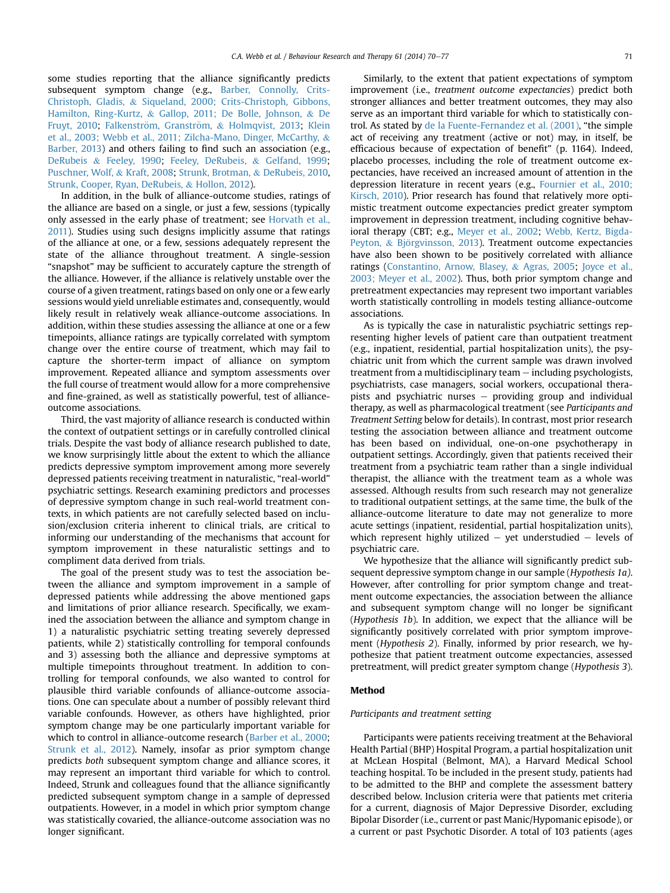some studies reporting that the alliance significantly predicts subsequent symptom change (e.g., Barber, Connolly, Crits-Christoph, Gladis, & Siqueland, 2000; Crits-Christoph, Gibbons, Hamilton, Ring-Kurtz, & Gallop, 2011; De Bolle, Johnson, & De Fruyt, 2010; Falkenström, Granström, & Holmqvist, 2013; Klein et al., 2003; Webb et al., 2011; Zilcha-Mano, Dinger, McCarthy, & Barber, 2013) and others failing to find such an association (e.g., DeRubeis & Feeley, 1990; Feeley, DeRubeis, & Gelfand, 1999; Puschner, Wolf, & Kraft, 2008; Strunk, Brotman, & DeRubeis, 2010, Strunk, Cooper, Ryan, DeRubeis, & Hollon, 2012).

In addition, in the bulk of alliance-outcome studies, ratings of the alliance are based on a single, or just a few, sessions (typically only assessed in the early phase of treatment; see Horvath et al., 2011). Studies using such designs implicitly assume that ratings of the alliance at one, or a few, sessions adequately represent the state of the alliance throughout treatment. A single-session "snapshot" may be sufficient to accurately capture the strength of the alliance. However, if the alliance is relatively unstable over the course of a given treatment, ratings based on only one or a few early sessions would yield unreliable estimates and, consequently, would likely result in relatively weak alliance-outcome associations. In addition, within these studies assessing the alliance at one or a few timepoints, alliance ratings are typically correlated with symptom change over the entire course of treatment, which may fail to capture the shorter-term impact of alliance on symptom improvement. Repeated alliance and symptom assessments over the full course of treatment would allow for a more comprehensive and fine-grained, as well as statistically powerful, test of alliance-outcome associations.

Third, the vast majority of alliance research is conducted within the context of outpatient settings or in carefully controlled clinical trials. Despite the vast body of alliance research published to date, we know surprisingly little about the extent to which the alliance predicts depressive symptom improvement among more severely depressed patients receiving treatment in naturalistic, "real-world" psychiatric settings. Research examining predictors and processes of depressive symptom change in such real-world treatment contexts, in which patients are not carefully selected based on inclusion/exclusion criteria inherent to clinical trials, are critical to informing our understanding of the mechanisms that account for symptom improvement in these naturalistic settings and to compliment data derived from trials.

The goal of the present study was to test the association between the alliance and symptom improvement in a sample of depressed patients while addressing the above mentioned gaps and limitations of prior alliance research. Specifically, we examined the association between the alliance and symptom change in 1) a naturalistic psychiatric setting treating severely depressed patients, while 2) statistically controlling for temporal confounds and 3) assessing both the alliance and depressive symptoms at multiple timepoints throughout treatment. In addition to controlling for temporal confounds, we also wanted to control for plausible third variable confounds of alliance-outcome associations. One can speculate about a number of possibly relevant third variable confounds. However, as others have highlighted, prior symptom change may be one particularly important variable for which to control in alliance-outcome research (Barber et al., 2000; Strunk et al., 2012). Namely, insofar as prior symptom change predicts *both* subsequent symptom change and alliance scores, it may represent an important third variable for which to control. Indeed, Strunk and colleagues found that the alliance significantly predicted subsequent symptom change in a sample of depressed outpatients. However, in a model in which prior symptom change was statistically covaried, the alliance-outcome association was no longer significant.

Similarly, to the extent that patient expectations of symptom improvement (i.e., *treatment outcome expectancies*) predict both stronger alliances and better treatment outcomes, they may also serve as an important third variable for which to statistically control. As stated by de la Fuente-Fernandez et al. (2001), "the simple act of receiving any treatment (active or not) may, in itself, be efficacious because of expectation of benefit" (p. 1164). Indeed, placebo processes, including the role of treatment outcome expectancies, have received an increased amount of attention in the depression literature in recent years (e.g., Fournier et al., 2010; Kirsch, 2010). Prior research has found that relatively more optimistic treatment outcome expectancies predict greater symptom improvement in depression treatment, including cognitive behavioral therapy (CBT; e.g., Meyer et al., 2002; Webb, Kertz, Bigda-Peyton, & Björgvinsson, 2013). Treatment outcome expectancies have also been shown to be positively correlated with alliance ratings (Constantino, Arnow, Blasey, & Agras, 2005; Joyce et al., 2003; Meyer et al., 2002). Thus, both prior symptom change and pretreatment expectancies may represent two important variables worth statistically controlling in models testing alliance-outcome associations.

As is typically the case in naturalistic psychiatric settings representing higher levels of patient care than outpatient treatment (e.g., inpatient, residential, partial hospitalization units), the psychiatric unit from which the current sample was drawn involved treatment from a multidisciplinary team – including psychologists, psychiatrists, case managers, social workers, occupational therapists and psychiatric nurses – providing group and individual therapy, as well as pharmacological treatment (see *Participants and Treatment Setting* below for details). In contrast, most prior research testing the association between alliance and treatment outcome has been based on individual, one-on-one psychotherapy in outpatient settings. Accordingly, given that patients received their treatment from a psychiatric team rather than a single individual therapist, the alliance with the treatment team as a whole was assessed. Although results from such research may not generalize to traditional outpatient settings, at the same time, the bulk of the alliance-outcome literature to date may not generalize to more acute settings (inpatient, residential, partial hospitalization units), which represent highly utilized – yet understudied – levels of psychiatric care.

We hypothesize that the alliance will significantly predict subsequent depressive symptom change in our sample (*Hypothesis 1a*). However, after controlling for prior symptom change and treatment outcome expectancies, the association between the alliance and subsequent symptom change will no longer be significant (*Hypothesis 1b*). In addition, we expect that the alliance will be significantly positively correlated with prior symptom improvement (*Hypothesis 2*). Finally, informed by prior research, we hypothesize that patient treatment outcome expectancies, assessed pretreatment, will predict greater symptom change (*Hypothesis 3*).

## Method

### *Participants and treatment setting*

Participants were patients receiving treatment at the Behavioral Health Partial (BHP) Hospital Program, a partial hospitalization unit at McLean Hospital (Belmont, MA), a Harvard Medical School teaching hospital. To be included in the present study, patients had to be admitted to the BHP and complete the assessment battery described below. Inclusion criteria were that patients met criteria for a current, diagnosis of Major Depressive Disorder, excluding Bipolar Disorder (i.e., current or past Manic/Hypomanic episode), or a current or past Psychotic Disorder. A total of 103 patients (ages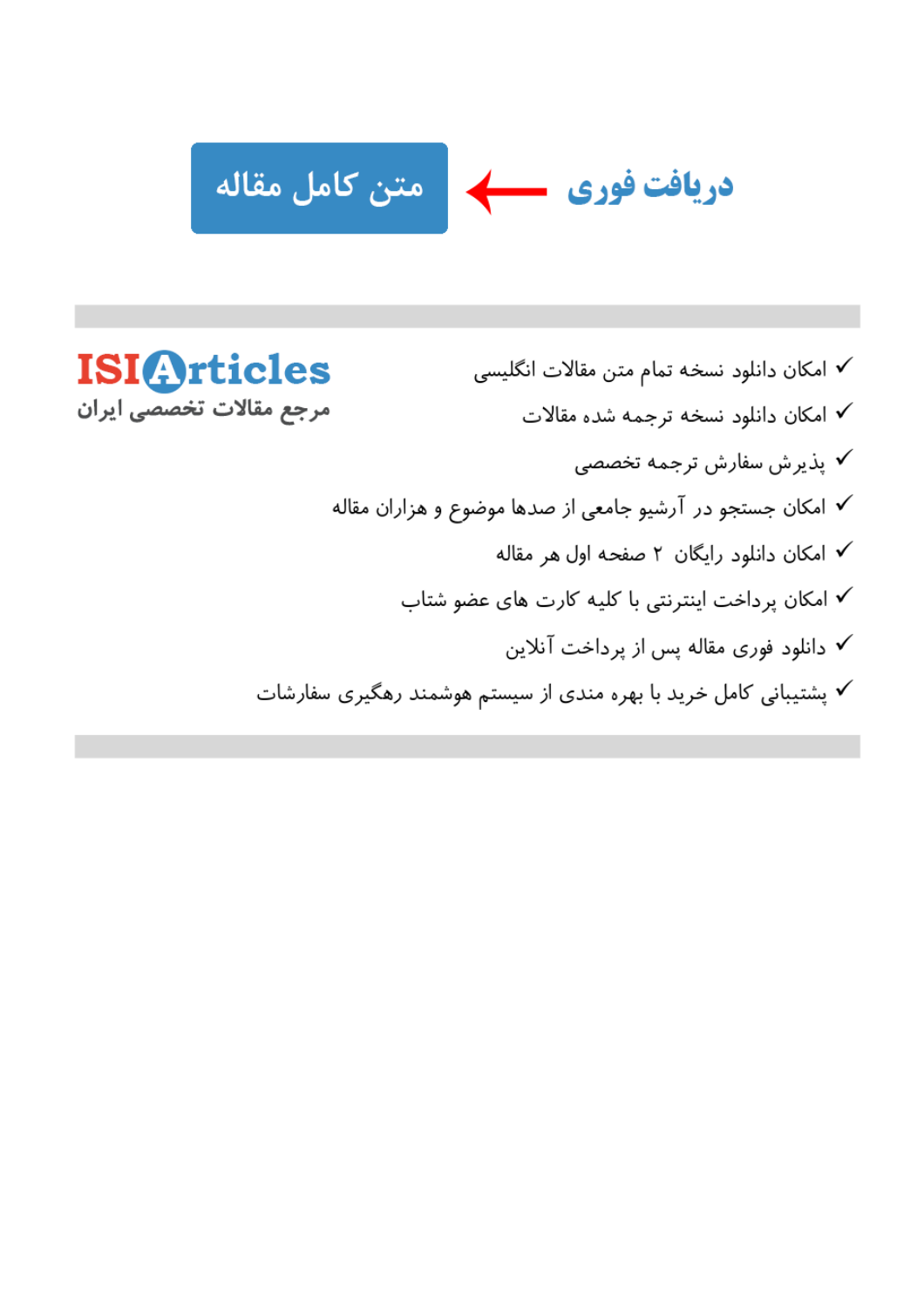دریافت فوری ← متن کامل مقاله

ISIArticles
مرجع مقالات تخصصی ایران

- ✓ امکان دانلود نسخه تمام متن مقالات انگلیسی
- ✓ امکان دانلود نسخه ترجمه شده مقالات
- ✓ پذیرش سفارش ترجمه تخصصی
- ✓ امکان جستجو در آرشیو جامعی از صدها موضوع و هزاران مقاله
- ✓ امکان دانلود رایگان ۲ صفحه اول هر مقاله
- ✓ امکان پرداخت اینترنتی با کلیه کارت های عضو شتاب
- ✓ دانلود فوری مقاله پس از پرداخت آنلاین
- ✓ پشتیبانی کامل خرید با بهره مندی از سیستم هوشمند رهگیری سفارشات